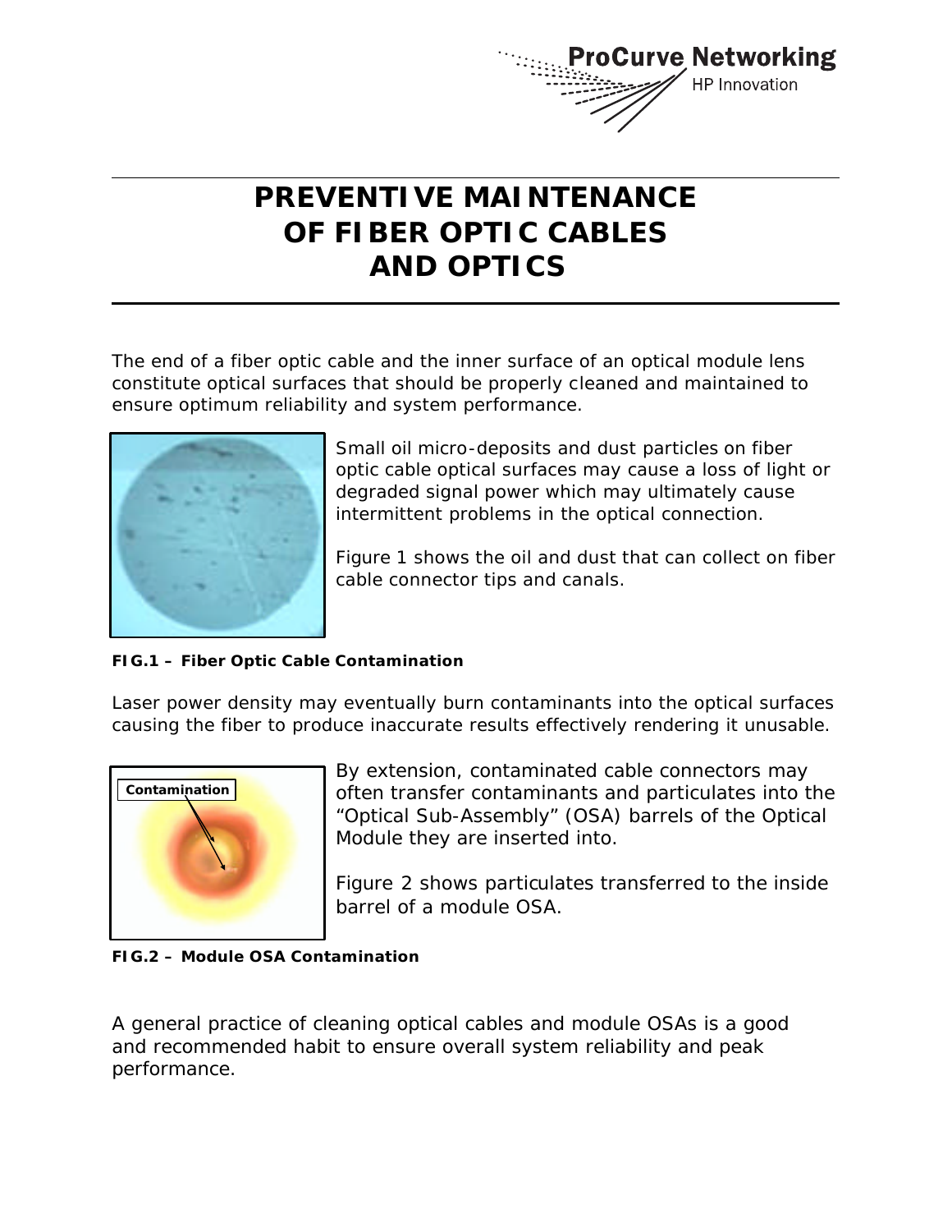# PREVENTIVE MAINTENANCE OF FIBER OPTIC CABLES AND OPTICS

The end of a fiber optic cable and the inner surface of an optical module lens constitute optical surfaces that should be properly cleaned and maintained to ensure optimum reliability and system performance.

Small oil micro-deposits and dust particles on fiber optic cable optical surfaces may cause a loss of light or degraded signal power which may ultimately cause intermittent problems in the optical connection.

Figure 1 shows the oil and dust that can collect on fiber cable connector tips and canals.

**FIG.1 – Fiber Optic Cable Contamination**

Laser power density may eventually burn contaminants into the optical surfaces causing the fiber to produce inaccurate results effectively rendering it unusable.

By extension, contaminated cable connectors may often transfer contaminants and particulates into the "Optical Sub-Assembly" (OSA) barrels of the Optical Module they are inserted into.

Figure 2 shows particulates transferred to the inside barrel of a module OSA.

Contamination

**FIG.2 – Module OSA Contamination**

A general practice of cleaning optical cables and module OSAs is a good and recommended habit to ensure overall system reliability and peak performance.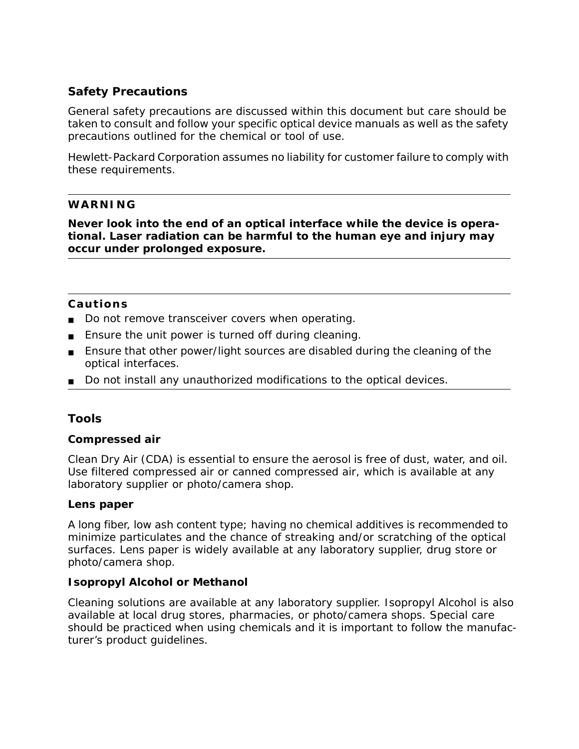## Safety Precautions

General safety precautions are discussed within this document but care should be taken to consult and follow your specific optical device manuals as well as the safety precautions outlined for the chemical or tool of use.

Hewlett-Packard Corporation assumes no liability for customer failure to comply with these requirements.

---

**WARNING**

**Never look into the end of an optical interface while the device is operational. Laser radiation can be harmful to the human eye and injury may occur under prolonged exposure.**

---

**Cautions**

- Do not remove transceiver covers when operating.
- Ensure the unit power is turned off during cleaning.
- Ensure that other power/light sources are disabled during the cleaning of the optical interfaces.
- Do not install any unauthorized modifications to the optical devices.

---

## Tools

### Compressed air

Clean Dry Air (CDA) is essential to ensure the aerosol is free of dust, water, and oil. Use filtered compressed air or canned compressed air, which is available at any laboratory supplier or photo/camera shop.

### Lens paper

A long fiber, low ash content type; having no chemical additives is recommended to minimize particulates and the chance of streaking and/or scratching of the optical surfaces. Lens paper is widely available at any laboratory supplier, drug store or photo/camera shop.

### Isopropyl Alcohol or Methanol

Cleaning solutions are available at any laboratory supplier. Isopropyl Alcohol is also available at local drug stores, pharmacies, or photo/camera shops. Special care should be practiced when using chemicals and it is important to follow the manufacturer's product guidelines.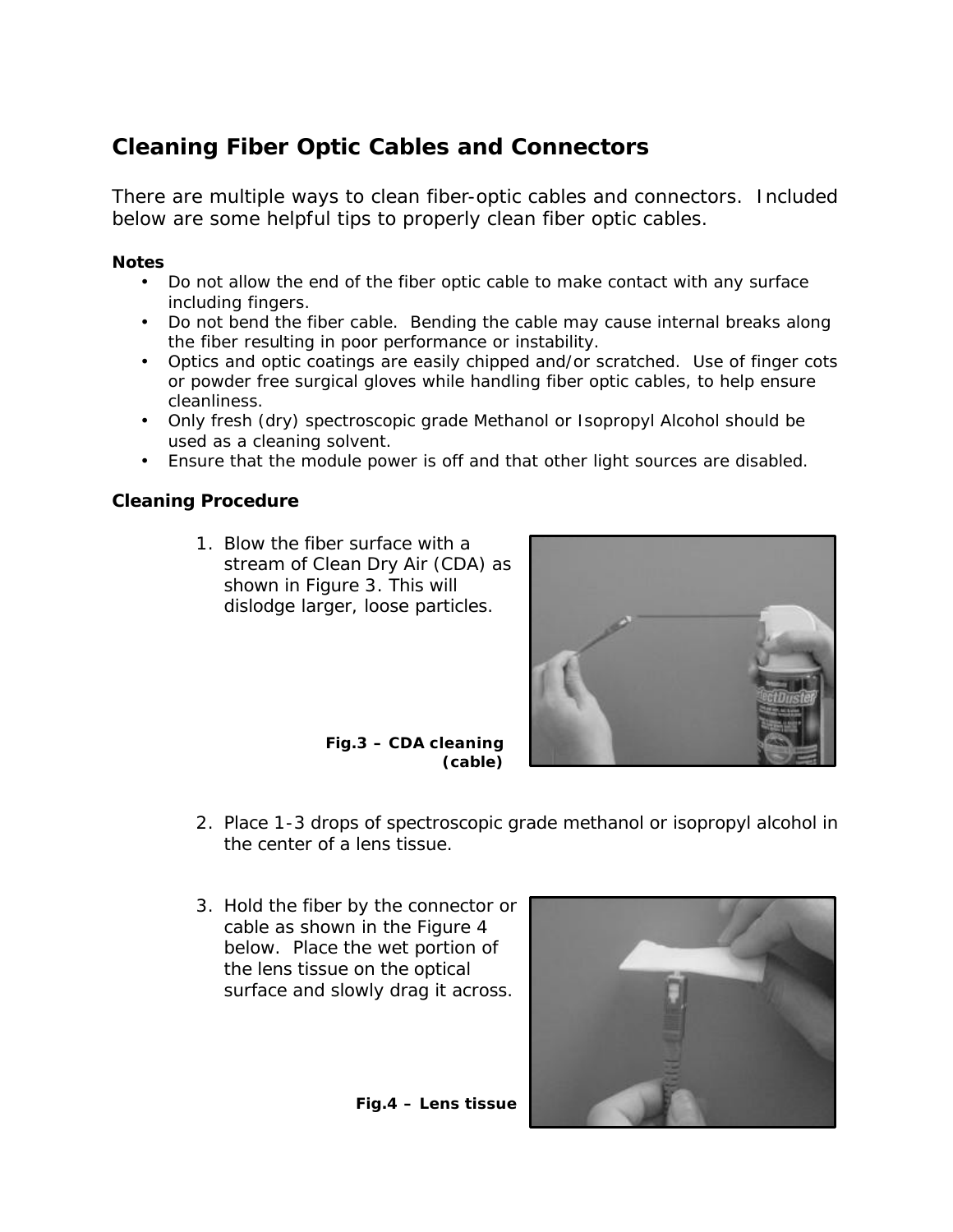## Cleaning Fiber Optic Cables and Connectors

There are multiple ways to clean fiber-optic cables and connectors. Included below are some helpful tips to properly clean fiber optic cables.

**Notes**

- Do not allow the end of the fiber optic cable to make contact with any surface including fingers.
- Do not bend the fiber cable. Bending the cable may cause internal breaks along the fiber resulting in poor performance or instability.
- Optics and optic coatings are easily chipped and/or scratched. Use of finger cots or powder free surgical gloves while handling fiber optic cables, to help ensure cleanliness.
- Only fresh (dry) spectroscopic grade Methanol or Isopropyl Alcohol should be used as a cleaning solvent.
- Ensure that the module power is off and that other light sources are disabled.

### Cleaning Procedure

1. Blow the fiber surface with a stream of Clean Dry Air (CDA) as shown in Figure 3. This will dislodge larger, loose particles.

**Fig.3 – CDA cleaning (cable)**

2. Place 1-3 drops of spectroscopic grade methanol or isopropyl alcohol in the center of a lens tissue.

3. Hold the fiber by the connector or cable as shown in the Figure 4 below. Place the wet portion of the lens tissue on the optical surface and slowly drag it across.

**Fig.4 – Lens tissue**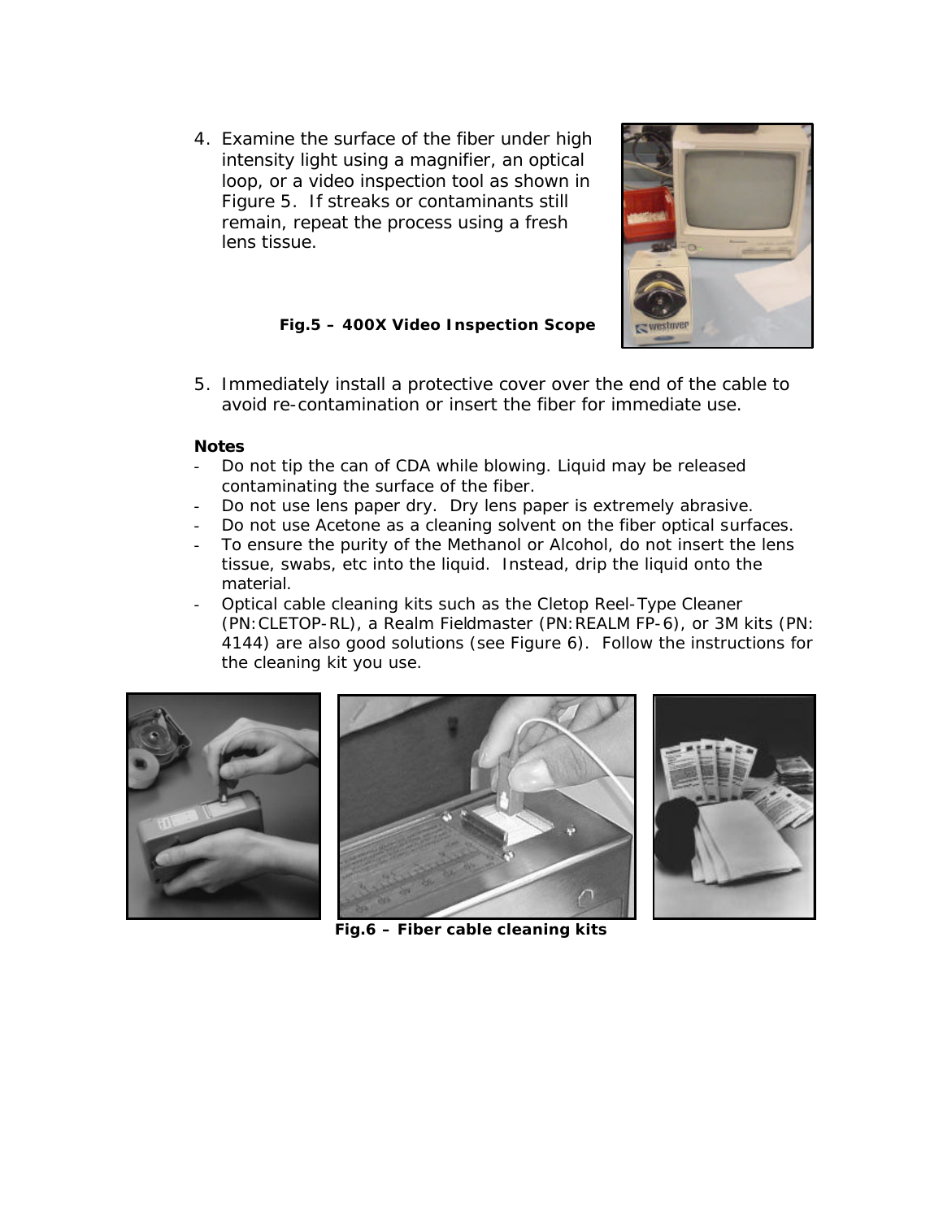4. Examine the surface of the fiber under high intensity light using a magnifier, an optical loop, or a video inspection tool as shown in Figure 5. If streaks or contaminants still remain, repeat the process using a fresh lens tissue.

**Fig.5 – 400X Video Inspection Scope**

5. Immediately install a protective cover over the end of the cable to avoid re-contamination or insert the fiber for immediate use.

**Notes**

- Do not tip the can of CDA while blowing. Liquid may be released contaminating the surface of the fiber.
- Do not use lens paper dry. Dry lens paper is extremely abrasive.
- Do not use Acetone as a cleaning solvent on the fiber optical surfaces.
- To ensure the purity of the Methanol or Alcohol, do not insert the lens tissue, swabs, etc into the liquid. Instead, drip the liquid onto the material.
- Optical cable cleaning kits such as the Cletop Reel-Type Cleaner (PN:CLETOP-RL), a Realm Fieldmaster (PN:REALM FP-6), or 3M kits (PN: 4144) are also good solutions (see Figure 6). Follow the instructions for the cleaning kit you use.

**Fig.6 – Fiber cable cleaning kits**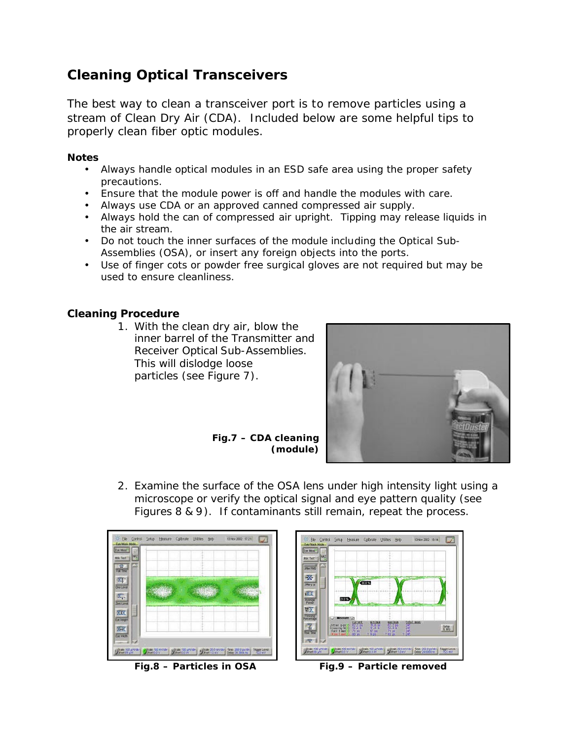## Cleaning Optical Transceivers

The best way to clean a transceiver port is to remove particles using a stream of Clean Dry Air (CDA). Included below are some helpful tips to properly clean fiber optic modules.

**Notes**

- Always handle optical modules in an ESD safe area using the proper safety precautions.
- Ensure that the module power is off and handle the modules with care.
- Always use CDA or an approved canned compressed air supply.
- Always hold the can of compressed air upright. Tipping may release liquids in the air stream.
- Do not touch the inner surfaces of the module including the Optical Sub-Assemblies (OSA), or insert any foreign objects into the ports.
- Use of finger cots or powder free surgical gloves are not required but may be used to ensure cleanliness.

**Cleaning Procedure**

1. With the clean dry air, blow the inner barrel of the Transmitter and Receiver Optical Sub-Assemblies. This will dislodge loose particles (see Figure 7).

**Fig.7 – CDA cleaning (module)**

2. Examine the surface of the OSA lens under high intensity light using a microscope or verify the optical signal and eye pattern quality (see Figures 8 & 9). If contaminants still remain, repeat the process.

**Fig.8 – Particles in OSA**

**Fig.9 – Particle removed**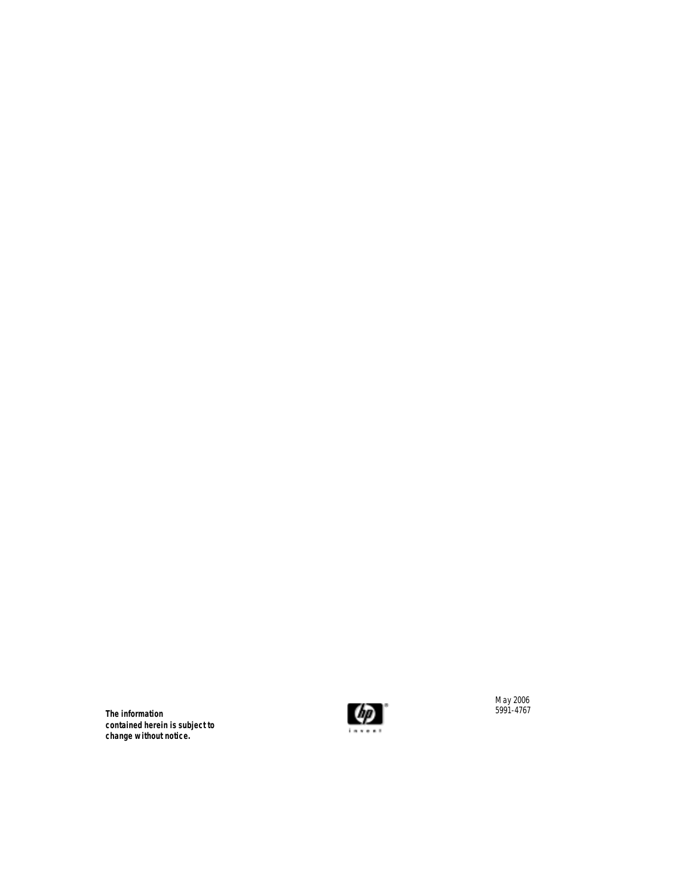**The information contained herein is subject to change without notice.**

May 2006
5991-4767